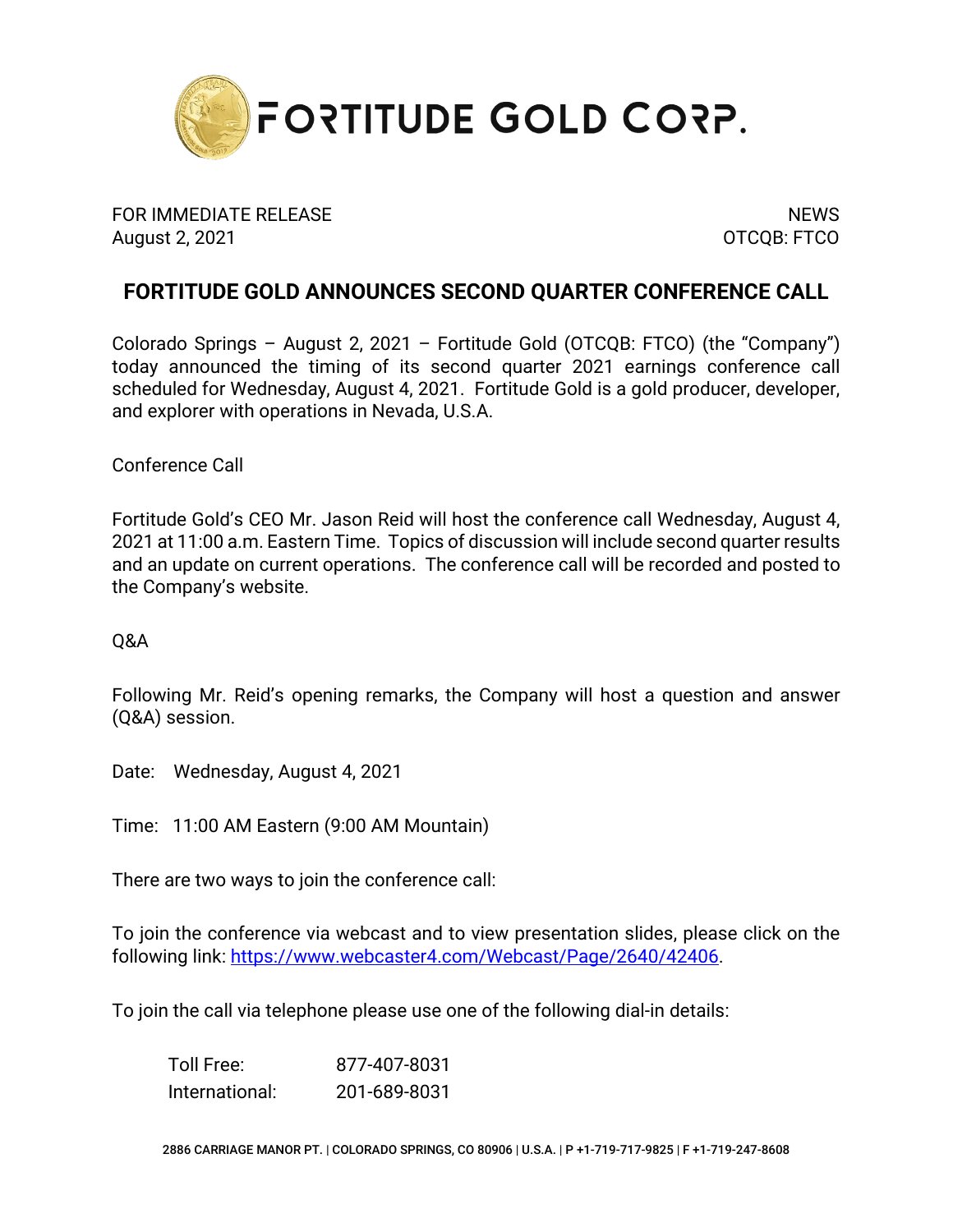FORTITUDE GOLD CORP.

FOR IMMEDIATE RELEASE
August 2, 2021

NEWS
OTCQB: FTCO

# FORTITUDE GOLD ANNOUNCES SECOND QUARTER CONFERENCE CALL

Colorado Springs – August 2, 2021 – Fortitude Gold (OTCQB: FTCO) (the "Company") today announced the timing of its second quarter 2021 earnings conference call scheduled for Wednesday, August 4, 2021. Fortitude Gold is a gold producer, developer, and explorer with operations in Nevada, U.S.A.

Conference Call

Fortitude Gold's CEO Mr. Jason Reid will host the conference call Wednesday, August 4, 2021 at 11:00 a.m. Eastern Time. Topics of discussion will include second quarter results and an update on current operations. The conference call will be recorded and posted to the Company's website.

Q&A

Following Mr. Reid's opening remarks, the Company will host a question and answer (Q&A) session.

Date: Wednesday, August 4, 2021

Time: 11:00 AM Eastern (9:00 AM Mountain)

There are two ways to join the conference call:

To join the conference via webcast and to view presentation slides, please click on the following link: https://www.webcaster4.com/Webcast/Page/2640/42406.

To join the call via telephone please use one of the following dial-in details:

| Toll Free: | 877-407-8031 |
|---|---|
| International: | 201-689-8031 |

2886 CARRIAGE MANOR PT. | COLORADO SPRINGS, CO 80906 | U.S.A. | P +1-719-717-9825 | F +1-719-247-8608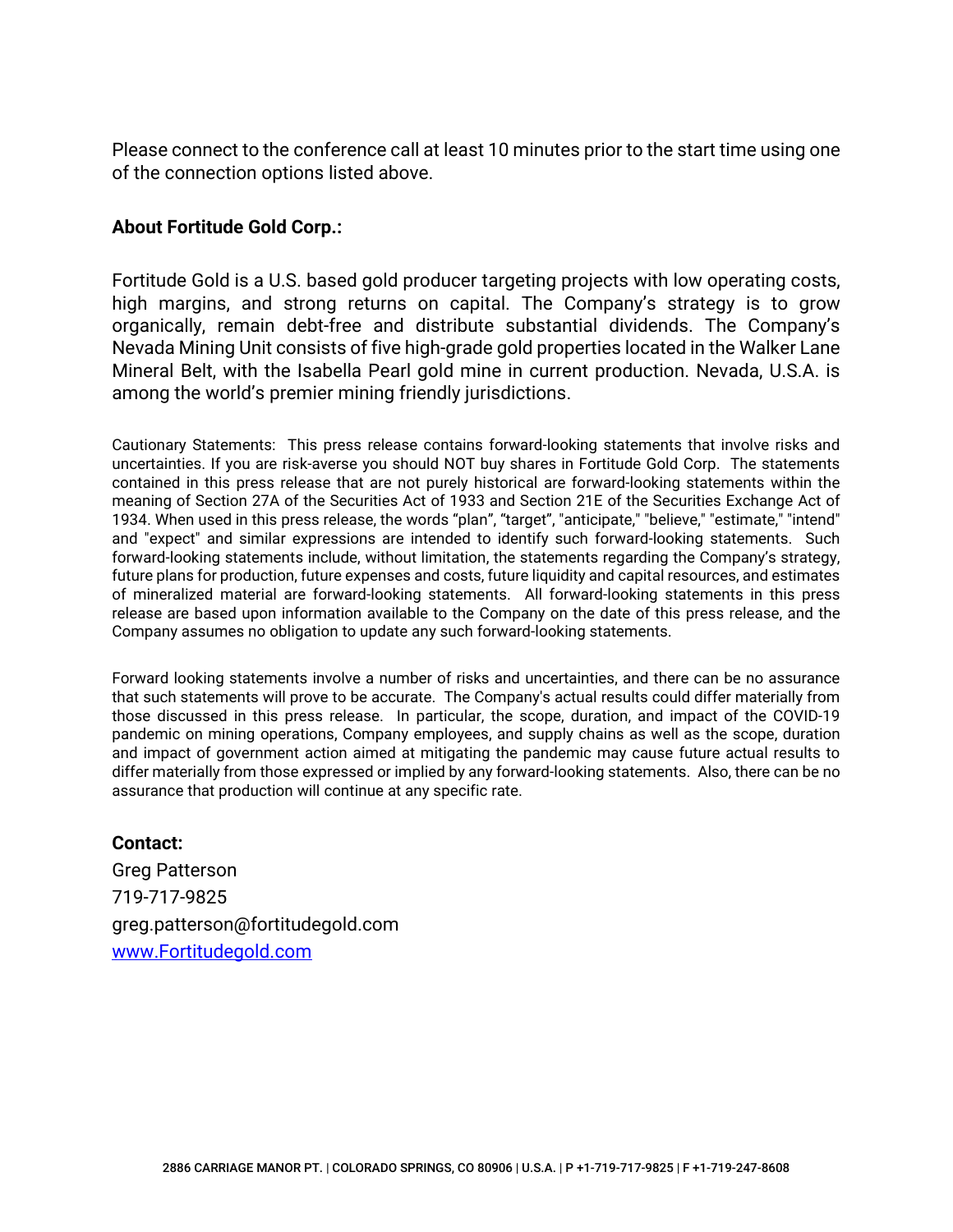Please connect to the conference call at least 10 minutes prior to the start time using one of the connection options listed above.

**About Fortitude Gold Corp.:**

Fortitude Gold is a U.S. based gold producer targeting projects with low operating costs, high margins, and strong returns on capital. The Company's strategy is to grow organically, remain debt-free and distribute substantial dividends. The Company's Nevada Mining Unit consists of five high-grade gold properties located in the Walker Lane Mineral Belt, with the Isabella Pearl gold mine in current production. Nevada, U.S.A. is among the world's premier mining friendly jurisdictions.

Cautionary Statements: This press release contains forward-looking statements that involve risks and uncertainties. If you are risk-averse you should NOT buy shares in Fortitude Gold Corp. The statements contained in this press release that are not purely historical are forward-looking statements within the meaning of Section 27A of the Securities Act of 1933 and Section 21E of the Securities Exchange Act of 1934. When used in this press release, the words "plan", "target", "anticipate," "believe," "estimate," "intend" and "expect" and similar expressions are intended to identify such forward-looking statements. Such forward-looking statements include, without limitation, the statements regarding the Company's strategy, future plans for production, future expenses and costs, future liquidity and capital resources, and estimates of mineralized material are forward-looking statements. All forward-looking statements in this press release are based upon information available to the Company on the date of this press release, and the Company assumes no obligation to update any such forward-looking statements.

Forward looking statements involve a number of risks and uncertainties, and there can be no assurance that such statements will prove to be accurate. The Company's actual results could differ materially from those discussed in this press release. In particular, the scope, duration, and impact of the COVID-19 pandemic on mining operations, Company employees, and supply chains as well as the scope, duration and impact of government action aimed at mitigating the pandemic may cause future actual results to differ materially from those expressed or implied by any forward-looking statements. Also, there can be no assurance that production will continue at any specific rate.

**Contact:**

Greg Patterson
719-717-9825
greg.patterson@fortitudegold.com
[www.Fortitudegold.com](http://www.Fortitudegold.com)

2886 CARRIAGE MANOR PT. | COLORADO SPRINGS, CO 80906 | U.S.A. | P +1-719-717-9825 | F +1-719-247-8608